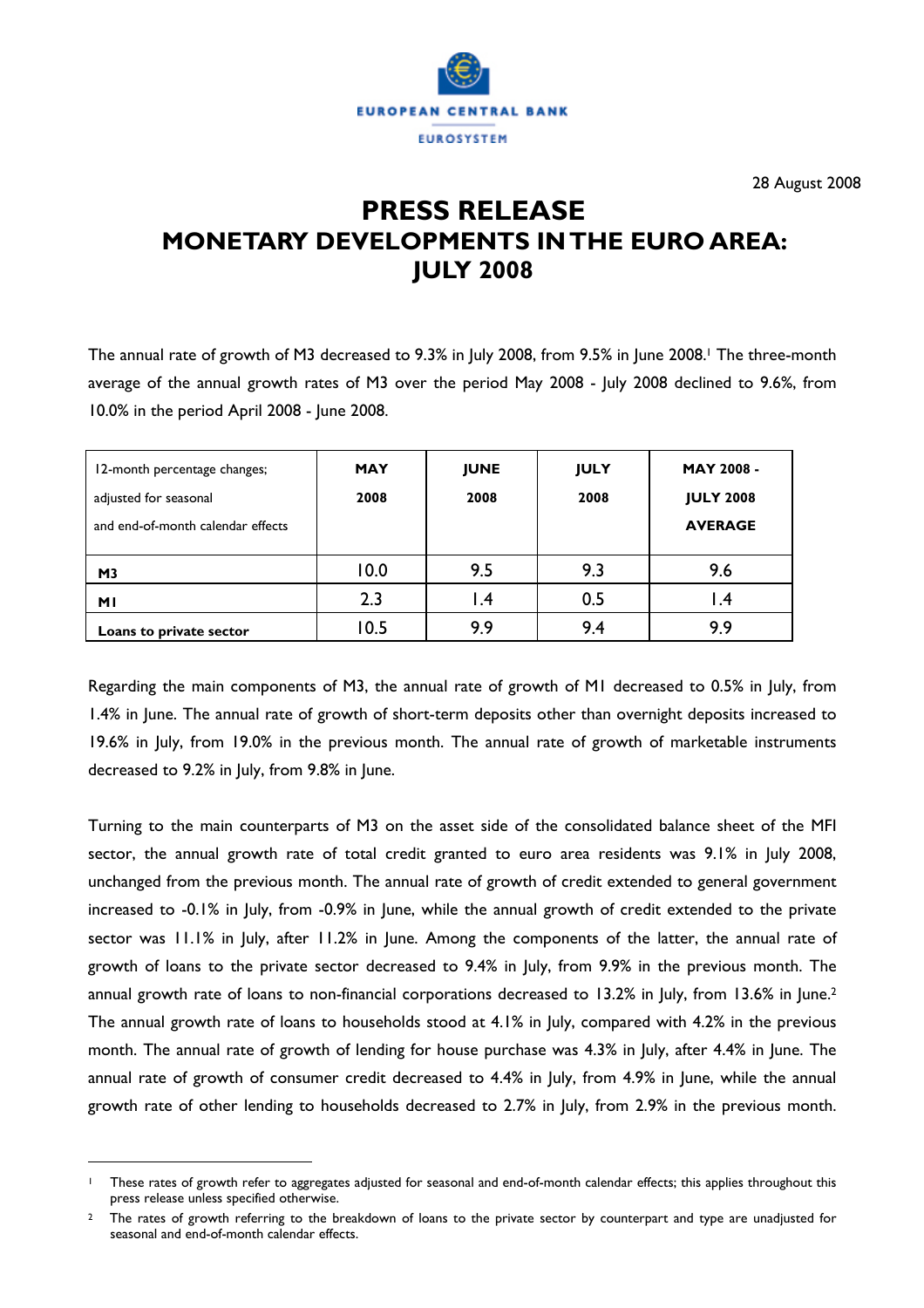EUROPEAN CENTRAL BANK

EUROSYSTEM

28 August 2008

# PRESS RELEASE
# MONETARY DEVELOPMENTS IN THE EURO AREA: JULY 2008

The annual rate of growth of M3 decreased to 9.3% in July 2008, from 9.5% in June 2008.[1] The three-month average of the annual growth rates of M3 over the period May 2008 - July 2008 declined to 9.6%, from 10.0% in the period April 2008 - June 2008.

| 12-month percentage changes; adjusted for seasonal and end-of-month calendar effects | MAY 2008 | JUNE 2008 | JULY 2008 | MAY 2008 - JULY 2008 AVERAGE |
|---|---|---|---|---|
| **M3** | 10.0 | 9.5 | 9.3 | 9.6 |
| **M1** | 2.3 | 1.4 | 0.5 | 1.4 |
| **Loans to private sector** | 10.5 | 9.9 | 9.4 | 9.9 |

Regarding the main components of M3, the annual rate of growth of M1 decreased to 0.5% in July, from 1.4% in June. The annual rate of growth of short-term deposits other than overnight deposits increased to 19.6% in July, from 19.0% in the previous month. The annual rate of growth of marketable instruments decreased to 9.2% in July, from 9.8% in June.

Turning to the main counterparts of M3 on the asset side of the consolidated balance sheet of the MFI sector, the annual growth rate of total credit granted to euro area residents was 9.1% in July 2008, unchanged from the previous month. The annual rate of growth of credit extended to general government increased to -0.1% in July, from -0.9% in June, while the annual growth of credit extended to the private sector was 11.1% in July, after 11.2% in June. Among the components of the latter, the annual rate of growth of loans to the private sector decreased to 9.4% in July, from 9.9% in the previous month. The annual growth rate of loans to non-financial corporations decreased to 13.2% in July, from 13.6% in June.[2] The annual growth rate of loans to households stood at 4.1% in July, compared with 4.2% in the previous month. The annual rate of growth of lending for house purchase was 4.3% in July, after 4.4% in June. The annual rate of growth of consumer credit decreased to 4.4% in July, from 4.9% in June, while the annual growth rate of other lending to households decreased to 2.7% in July, from 2.9% in the previous month.

---

[1] These rates of growth refer to aggregates adjusted for seasonal and end-of-month calendar effects; this applies throughout this press release unless specified otherwise.

[2] The rates of growth referring to the breakdown of loans to the private sector by counterpart and type are unadjusted for seasonal and end-of-month calendar effects.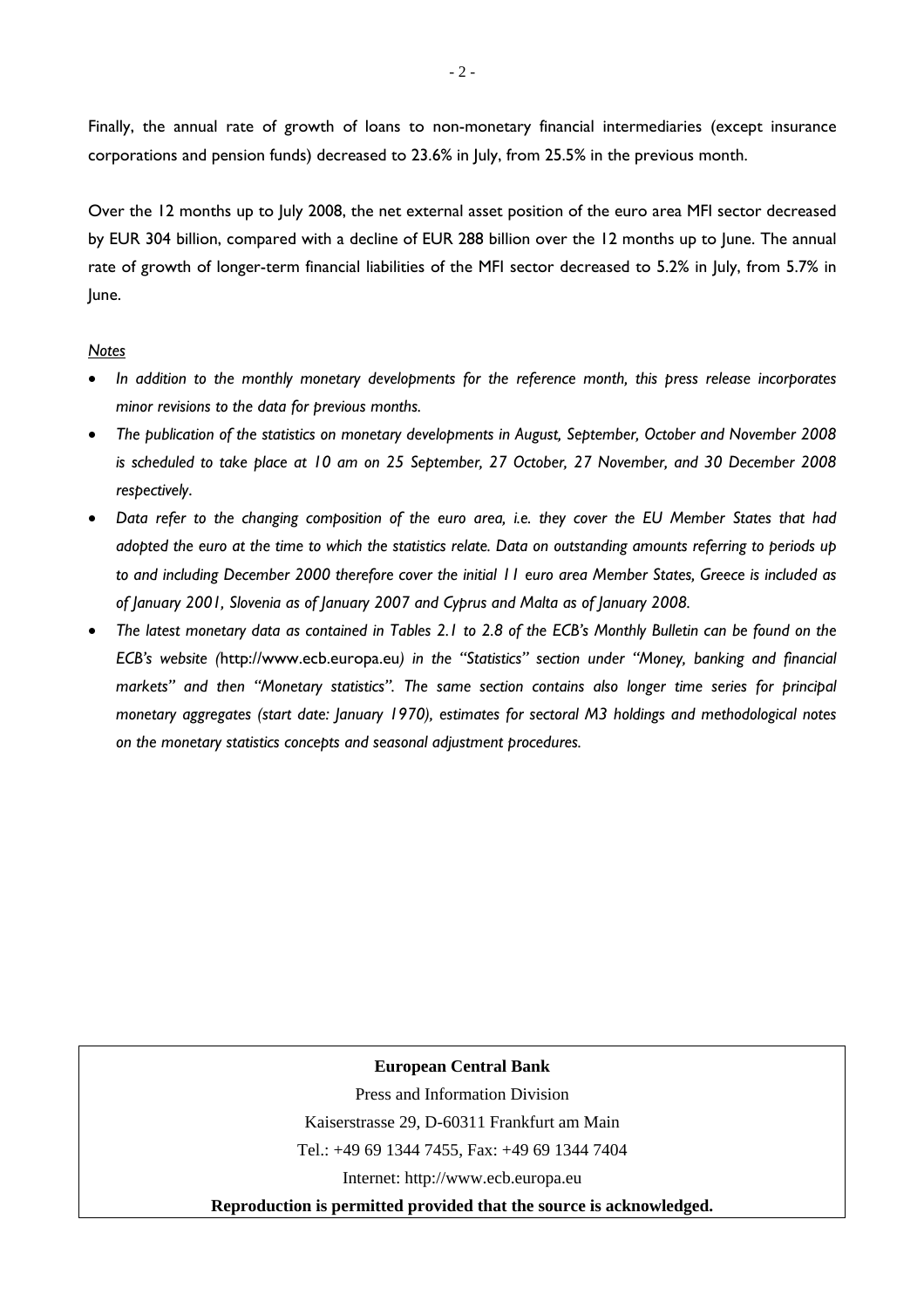Finally, the annual rate of growth of loans to non-monetary financial intermediaries (except insurance corporations and pension funds) decreased to 23.6% in July, from 25.5% in the previous month.

Over the 12 months up to July 2008, the net external asset position of the euro area MFI sector decreased by EUR 304 billion, compared with a decline of EUR 288 billion over the 12 months up to June. The annual rate of growth of longer-term financial liabilities of the MFI sector decreased to 5.2% in July, from 5.7% in June.

*Notes*

- *In addition to the monthly monetary developments for the reference month, this press release incorporates minor revisions to the data for previous months.*
- *The publication of the statistics on monetary developments in August, September, October and November 2008 is scheduled to take place at 10 am on 25 September, 27 October, 27 November, and 30 December 2008 respectively.*
- *Data refer to the changing composition of the euro area, i.e. they cover the EU Member States that had adopted the euro at the time to which the statistics relate. Data on outstanding amounts referring to periods up to and including December 2000 therefore cover the initial 11 euro area Member States, Greece is included as of January 2001, Slovenia as of January 2007 and Cyprus and Malta as of January 2008.*
- *The latest monetary data as contained in Tables 2.1 to 2.8 of the ECB's Monthly Bulletin can be found on the ECB's website (*http://www.ecb.europa.eu*) in the "Statistics" section under "Money, banking and financial markets" and then "Monetary statistics". The same section contains also longer time series for principal monetary aggregates (start date: January 1970), estimates for sectoral M3 holdings and methodological notes on the monetary statistics concepts and seasonal adjustment procedures.*

**European Central Bank**

Press and Information Division

Kaiserstrasse 29, D-60311 Frankfurt am Main

Tel.: +49 69 1344 7455, Fax: +49 69 1344 7404

Internet: http://www.ecb.europa.eu

**Reproduction is permitted provided that the source is acknowledged.**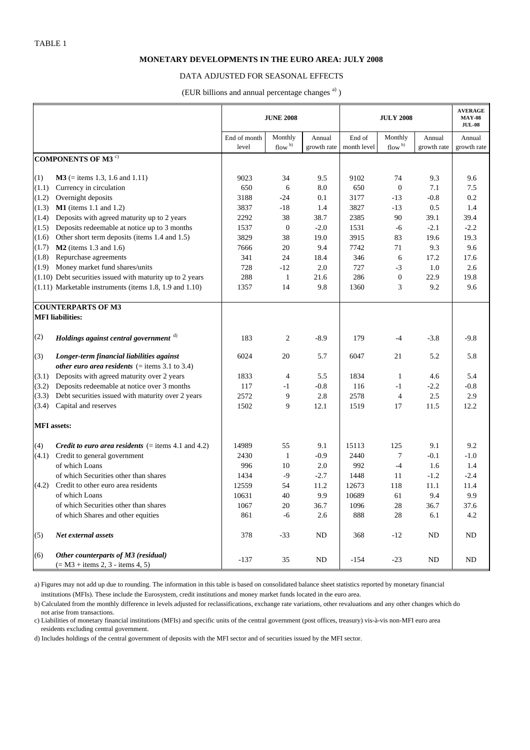TABLE 1

**MONETARY DEVELOPMENTS IN THE EURO AREA: JULY 2008**

DATA ADJUSTED FOR SEASONAL EFFECTS

(EUR billions and annual percentage changes [a])

| | | JUNE 2008 | | | JULY 2008 | | | AVERAGE MAY-08 JUL-08 |
|---|---|---|---|---|---|---|---|---|
| | | End of month level | Monthly flow [b] | Annual growth rate | End of month level | Monthly flow [b] | Annual growth rate | Annual growth rate |
| **COMPONENTS OF M3** [c] | | | | | | | | |
| (1) | **M3** (= items 1.3, 1.6 and 1.11) | 9023 | 34 | 9.5 | 9102 | 74 | 9.3 | 9.6 |
| (1.1) | Currency in circulation | 650 | 6 | 8.0 | 650 | 0 | 7.1 | 7.5 |
| (1.2) | Overnight deposits | 3188 | -24 | 0.1 | 3177 | -13 | -0.8 | 0.2 |
| (1.3) | **M1** (items 1.1 and 1.2) | 3837 | -18 | 1.4 | 3827 | -13 | 0.5 | 1.4 |
| (1.4) | Deposits with agreed maturity up to 2 years | 2292 | 38 | 38.7 | 2385 | 90 | 39.1 | 39.4 |
| (1.5) | Deposits redeemable at notice up to 3 months | 1537 | 0 | -2.0 | 1531 | -6 | -2.1 | -2.2 |
| (1.6) | Other short term deposits (items 1.4 and 1.5) | 3829 | 38 | 19.0 | 3915 | 83 | 19.6 | 19.3 |
| (1.7) | **M2** (items 1.3 and 1.6) | 7666 | 20 | 9.4 | 7742 | 71 | 9.3 | 9.6 |
| (1.8) | Repurchase agreements | 341 | 24 | 18.4 | 346 | 6 | 17.2 | 17.6 |
| (1.9) | Money market fund shares/units | 728 | -12 | 2.0 | 727 | -3 | 1.0 | 2.6 |
| (1.10) | Debt securities issued with maturity up to 2 years | 288 | 1 | 21.6 | 286 | 0 | 22.9 | 19.8 |
| (1.11) | Marketable instruments (items 1.8, 1.9 and 1.10) | 1357 | 14 | 9.8 | 1360 | 3 | 9.2 | 9.6 |
| **COUNTERPARTS OF M3** | | | | | | | | |
| **MFI liabilities:** | | | | | | | | |
| (2) | ***Holdings against central government*** [d] | 183 | 2 | -8.9 | 179 | -4 | -3.8 | -9.8 |
| (3) | ***Longer-term financial liabilities against other euro area residents*** (= items 3.1 to 3.4) | 6024 | 20 | 5.7 | 6047 | 21 | 5.2 | 5.8 |
| (3.1) | Deposits with agreed maturity over 2 years | 1833 | 4 | 5.5 | 1834 | 1 | 4.6 | 5.4 |
| (3.2) | Deposits redeemable at notice over 3 months | 117 | -1 | -0.8 | 116 | -1 | -2.2 | -0.8 |
| (3.3) | Debt securities issued with maturity over 2 years | 2572 | 9 | 2.8 | 2578 | 4 | 2.5 | 2.9 |
| (3.4) | Capital and reserves | 1502 | 9 | 12.1 | 1519 | 17 | 11.5 | 12.2 |
| **MFI assets:** | | | | | | | | |
| (4) | ***Credit to euro area residents*** (= items 4.1 and 4.2) | 14989 | 55 | 9.1 | 15113 | 125 | 9.1 | 9.2 |
| (4.1) | Credit to general government | 2430 | 1 | -0.9 | 2440 | 7 | -0.1 | -1.0 |
| | of which Loans | 996 | 10 | 2.0 | 992 | -4 | 1.6 | 1.4 |
| | of which Securities other than shares | 1434 | -9 | -2.7 | 1448 | 11 | -1.2 | -2.4 |
| (4.2) | Credit to other euro area residents | 12559 | 54 | 11.2 | 12673 | 118 | 11.1 | 11.4 |
| | of which Loans | 10631 | 40 | 9.9 | 10689 | 61 | 9.4 | 9.9 |
| | of which Securities other than shares | 1067 | 20 | 36.7 | 1096 | 28 | 36.7 | 37.6 |
| | of which Shares and other equities | 861 | -6 | 2.6 | 888 | 28 | 6.1 | 4.2 |
| (5) | ***Net external assets*** | 378 | -33 | ND | 368 | -12 | ND | ND |
| (6) | ***Other counterparts of M3 (residual)*** (= M3 + items 2, 3 - items 4, 5) | -137 | 35 | ND | -154 | -23 | ND | ND |

a) Figures may not add up due to rounding. The information in this table is based on consolidated balance sheet statistics reported by monetary financial institutions (MFIs). These include the Eurosystem, credit institutions and money market funds located in the euro area.

b) Calculated from the monthly difference in levels adjusted for reclassifications, exchange rate variations, other revaluations and any other changes which do not arise from transactions.

c) Liabilities of monetary financial institutions (MFIs) and specific units of the central government (post offices, treasury) vis-à-vis non-MFI euro area residents excluding central government.

d) Includes holdings of the central government of deposits with the MFI sector and of securities issued by the MFI sector.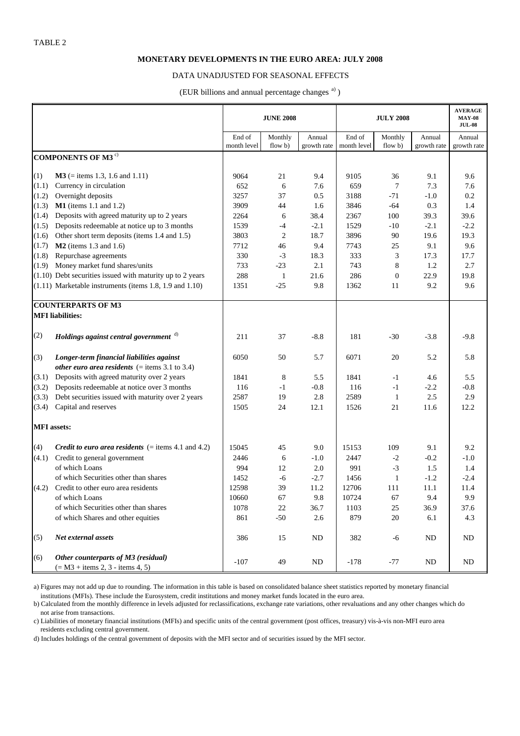TABLE 2

**MONETARY DEVELOPMENTS IN THE EURO AREA: JULY 2008**

DATA UNADJUSTED FOR SEASONAL EFFECTS

(EUR billions and annual percentage changes [a])

| | | JUNE 2008 | | | JULY 2008 | | | AVERAGE MAY-08 JUL-08 |
|---|---|---|---|---|---|---|---|---|
| | | End of month level | Monthly flow b) | Annual growth rate | End of month level | Monthly flow b) | Annual growth rate | Annual growth rate |
| **COMPONENTS OF M3** [c] | | | | | | | | |
| (1) | **M3** (= items 1.3, 1.6 and 1.11) | 9064 | 21 | 9.4 | 9105 | 36 | 9.1 | 9.6 |
| (1.1) | Currency in circulation | 652 | 6 | 7.6 | 659 | 7 | 7.3 | 7.6 |
| (1.2) | Overnight deposits | 3257 | 37 | 0.5 | 3188 | -71 | -1.0 | 0.2 |
| (1.3) | **M1** (items 1.1 and 1.2) | 3909 | 44 | 1.6 | 3846 | -64 | 0.3 | 1.4 |
| (1.4) | Deposits with agreed maturity up to 2 years | 2264 | 6 | 38.4 | 2367 | 100 | 39.3 | 39.6 |
| (1.5) | Deposits redeemable at notice up to 3 months | 1539 | -4 | -2.1 | 1529 | -10 | -2.1 | -2.2 |
| (1.6) | Other short term deposits (items 1.4 and 1.5) | 3803 | 2 | 18.7 | 3896 | 90 | 19.6 | 19.3 |
| (1.7) | **M2** (items 1.3 and 1.6) | 7712 | 46 | 9.4 | 7743 | 25 | 9.1 | 9.6 |
| (1.8) | Repurchase agreements | 330 | -3 | 18.3 | 333 | 3 | 17.3 | 17.7 |
| (1.9) | Money market fund shares/units | 733 | -23 | 2.1 | 743 | 8 | 1.2 | 2.7 |
| (1.10) | Debt securities issued with maturity up to 2 years | 288 | 1 | 21.6 | 286 | 0 | 22.9 | 19.8 |
| (1.11) | Marketable instruments (items 1.8, 1.9 and 1.10) | 1351 | -25 | 9.8 | 1362 | 11 | 9.2 | 9.6 |
| **COUNTERPARTS OF M3** | | | | | | | | |
| **MFI liabilities:** | | | | | | | | |
| (2) | ***Holdings against central government*** [d] | 211 | 37 | -8.8 | 181 | -30 | -3.8 | -9.8 |
| (3) | ***Longer-term financial liabilities against other euro area residents*** (= items 3.1 to 3.4) | 6050 | 50 | 5.7 | 6071 | 20 | 5.2 | 5.8 |
| (3.1) | Deposits with agreed maturity over 2 years | 1841 | 8 | 5.5 | 1841 | -1 | 4.6 | 5.5 |
| (3.2) | Deposits redeemable at notice over 3 months | 116 | -1 | -0.8 | 116 | -1 | -2.2 | -0.8 |
| (3.3) | Debt securities issued with maturity over 2 years | 2587 | 19 | 2.8 | 2589 | 1 | 2.5 | 2.9 |
| (3.4) | Capital and reserves | 1505 | 24 | 12.1 | 1526 | 21 | 11.6 | 12.2 |
| **MFI assets:** | | | | | | | | |
| (4) | ***Credit to euro area residents*** (= items 4.1 and 4.2) | 15045 | 45 | 9.0 | 15153 | 109 | 9.1 | 9.2 |
| (4.1) | Credit to general government | 2446 | 6 | -1.0 | 2447 | -2 | -0.2 | -1.0 |
| | of which Loans | 994 | 12 | 2.0 | 991 | -3 | 1.5 | 1.4 |
| | of which Securities other than shares | 1452 | -6 | -2.7 | 1456 | 1 | -1.2 | -2.4 |
| (4.2) | Credit to other euro area residents | 12598 | 39 | 11.2 | 12706 | 111 | 11.1 | 11.4 |
| | of which Loans | 10660 | 67 | 9.8 | 10724 | 67 | 9.4 | 9.9 |
| | of which Securities other than shares | 1078 | 22 | 36.7 | 1103 | 25 | 36.9 | 37.6 |
| | of which Shares and other equities | 861 | -50 | 2.6 | 879 | 20 | 6.1 | 4.3 |
| (5) | ***Net external assets*** | 386 | 15 | ND | 382 | -6 | ND | ND |
| (6) | ***Other counterparts of M3 (residual)*** (= M3 + items 2, 3 - items 4, 5) | -107 | 49 | ND | -178 | -77 | ND | ND |

a) Figures may not add up due to rounding. The information in this table is based on consolidated balance sheet statistics reported by monetary financial institutions (MFIs). These include the Eurosystem, credit institutions and money market funds located in the euro area.

b) Calculated from the monthly difference in levels adjusted for reclassifications, exchange rate variations, other revaluations and any other changes which do not arise from transactions.

c) Liabilities of monetary financial institutions (MFIs) and specific units of the central government (post offices, treasury) vis-à-vis non-MFI euro area residents excluding central government.

d) Includes holdings of the central government of deposits with the MFI sector and of securities issued by the MFI sector.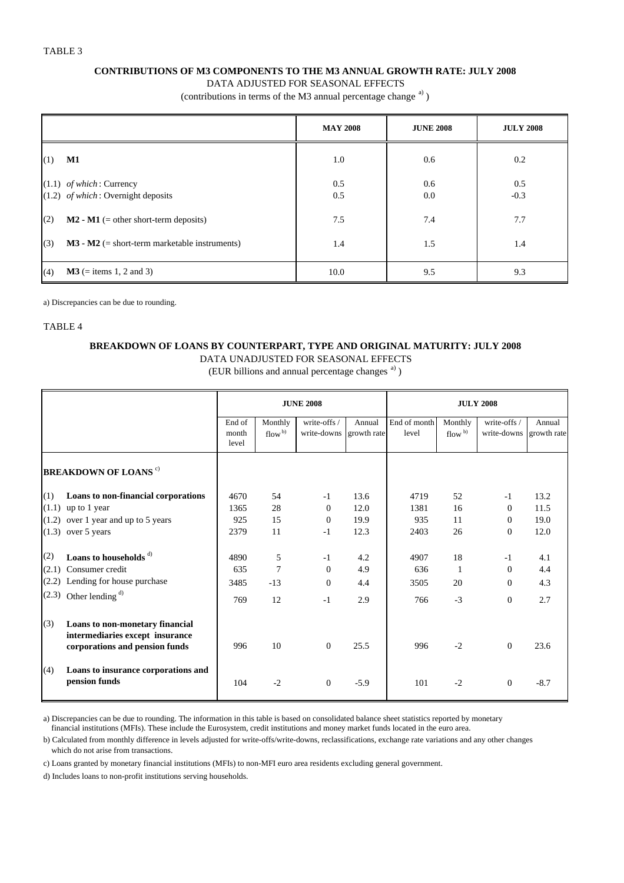TABLE 3

## CONTRIBUTIONS OF M3 COMPONENTS TO THE M3 ANNUAL GROWTH RATE: JULY 2008

DATA ADJUSTED FOR SEASONAL EFFECTS

(contributions in terms of the M3 annual percentage change [a])

| | | MAY 2008 | JUNE 2008 | JULY 2008 |
|---|---|---|---|---|
| (1) | **M1** | 1.0 | 0.6 | 0.2 |
| (1.1) | *of which* : Currency | 0.5 | 0.6 | 0.5 |
| (1.2) | *of which* : Overnight deposits | 0.5 | 0.0 | -0.3 |
| (2) | **M2 - M1** (= other short-term deposits) | 7.5 | 7.4 | 7.7 |
| (3) | **M3 - M2** (= short-term marketable instruments) | 1.4 | 1.5 | 1.4 |
| (4) | **M3** (= items 1, 2 and 3) | 10.0 | 9.5 | 9.3 |

a) Discrepancies can be due to rounding.

TABLE 4

## BREAKDOWN OF LOANS BY COUNTERPART, TYPE AND ORIGINAL MATURITY: JULY 2008

DATA UNADJUSTED FOR SEASONAL EFFECTS

(EUR billions and annual percentage changes [a])

| | | JUNE 2008 | | | | JULY 2008 | | | |
|---|---|---|---|---|---|---|---|---|---|
| | | End of month level | Monthly flow [b] | write-offs / write-downs | Annual growth rate | End of month level | Monthly flow [b] | write-offs / write-downs | Annual growth rate |
| | **BREAKDOWN OF LOANS** [c] | | | | | | | | |
| (1) | **Loans to non-financial corporations** | 4670 | 54 | -1 | 13.6 | 4719 | 52 | -1 | 13.2 |
| (1.1) | up to 1 year | 1365 | 28 | 0 | 12.0 | 1381 | 16 | 0 | 11.5 |
| (1.2) | over 1 year and up to 5 years | 925 | 15 | 0 | 19.9 | 935 | 11 | 0 | 19.0 |
| (1.3) | over 5 years | 2379 | 11 | -1 | 12.3 | 2403 | 26 | 0 | 12.0 |
| (2) | **Loans to households** [d] | 4890 | 5 | -1 | 4.2 | 4907 | 18 | -1 | 4.1 |
| (2.1) | Consumer credit | 635 | 7 | 0 | 4.9 | 636 | 1 | 0 | 4.4 |
| (2.2) | Lending for house purchase | 3485 | -13 | 0 | 4.4 | 3505 | 20 | 0 | 4.3 |
| (2.3) | Other lending [d] | 769 | 12 | -1 | 2.9 | 766 | -3 | 0 | 2.7 |
| (3) | **Loans to non-monetary financial intermediaries except insurance corporations and pension funds** | 996 | 10 | 0 | 25.5 | 996 | -2 | 0 | 23.6 |
| (4) | **Loans to insurance corporations and pension funds** | 104 | -2 | 0 | -5.9 | 101 | -2 | 0 | -8.7 |

a) Discrepancies can be due to rounding. The information in this table is based on consolidated balance sheet statistics reported by monetary financial institutions (MFIs). These include the Eurosystem, credit institutions and money market funds located in the euro area.

b) Calculated from monthly difference in levels adjusted for write-offs/write-downs, reclassifications, exchange rate variations and any other changes which do not arise from transactions.

c) Loans granted by monetary financial institutions (MFIs) to non-MFI euro area residents excluding general government.

d) Includes loans to non-profit institutions serving households.